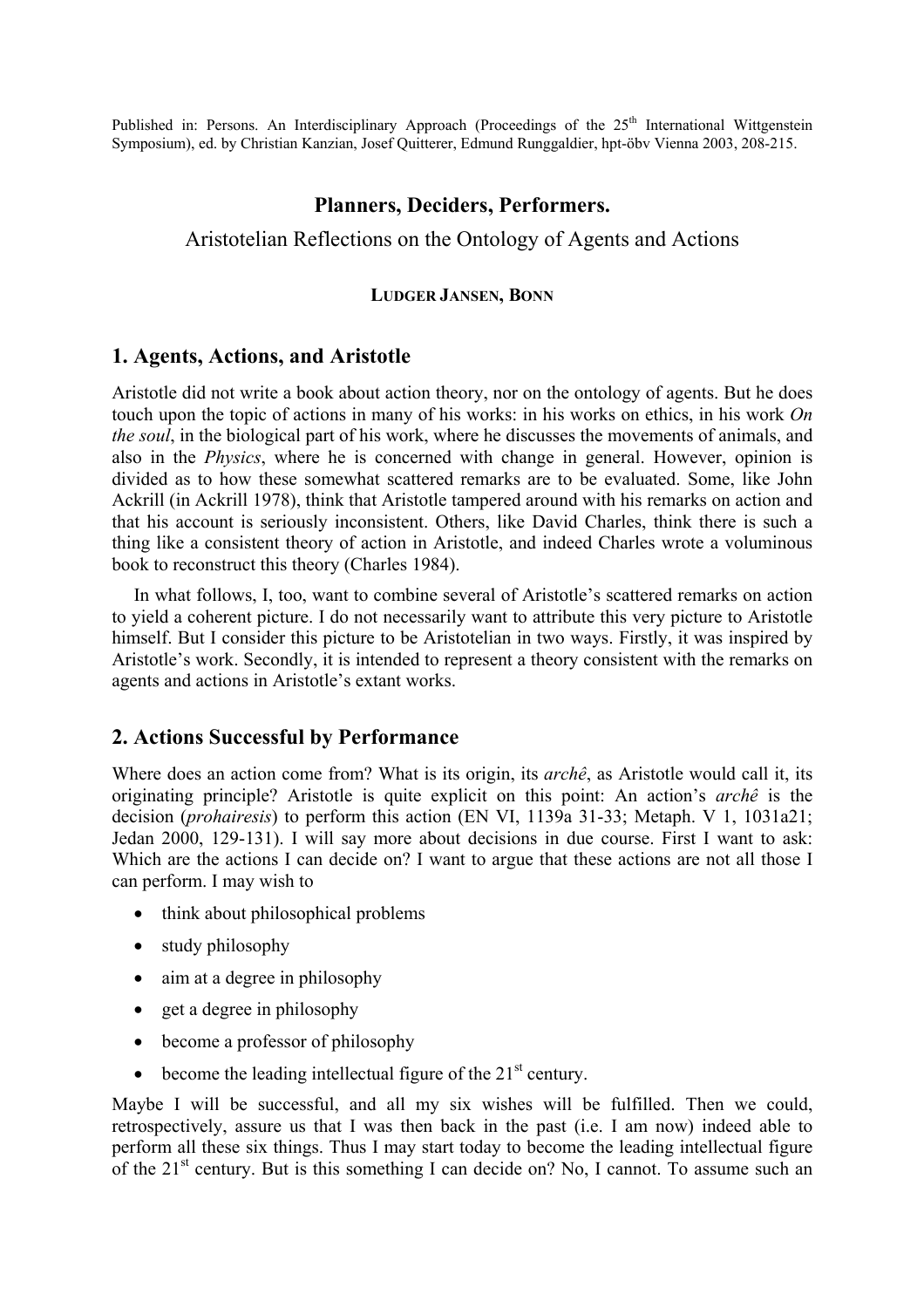Published in: Persons. An Interdisciplinary Approach (Proceedings of the 25th International Wittgenstein Symposium), ed. by Christian Kanzian, Josef Quitterer, Edmund Runggaldier, hpt-öbv Vienna 2003, 208-215.

# Planners, Deciders, Performers.

## Aristotelian Reflections on the Ontology of Agents and Actions

**LUDGER JANSEN, BONN**

## 1. Agents, Actions, and Aristotle

Aristotle did not write a book about action theory, nor on the ontology of agents. But he does touch upon the topic of actions in many of his works: in his works on ethics, in his work *On the soul*, in the biological part of his work, where he discusses the movements of animals, and also in the *Physics*, where he is concerned with change in general. However, opinion is divided as to how these somewhat scattered remarks are to be evaluated. Some, like John Ackrill (in Ackrill 1978), think that Aristotle tampered around with his remarks on action and that his account is seriously inconsistent. Others, like David Charles, think there is such a thing like a consistent theory of action in Aristotle, and indeed Charles wrote a voluminous book to reconstruct this theory (Charles 1984).

In what follows, I, too, want to combine several of Aristotle's scattered remarks on action to yield a coherent picture. I do not necessarily want to attribute this very picture to Aristotle himself. But I consider this picture to be Aristotelian in two ways. Firstly, it was inspired by Aristotle's work. Secondly, it is intended to represent a theory consistent with the remarks on agents and actions in Aristotle's extant works.

## 2. Actions Successful by Performance

Where does an action come from? What is its origin, its *archê*, as Aristotle would call it, its originating principle? Aristotle is quite explicit on this point: An action's *archê* is the decision (*prohairesis*) to perform this action (EN VI, 1139a 31-33; Metaph. V 1, 1031a21; Jedan 2000, 129-131). I will say more about decisions in due course. First I want to ask: Which are the actions I can decide on? I want to argue that these actions are not all those I can perform. I may wish to

- think about philosophical problems
- study philosophy
- aim at a degree in philosophy
- get a degree in philosophy
- become a professor of philosophy
- become the leading intellectual figure of the 21st century.

Maybe I will be successful, and all my six wishes will be fulfilled. Then we could, retrospectively, assure us that I was then back in the past (i.e. I am now) indeed able to perform all these six things. Thus I may start today to become the leading intellectual figure of the 21st century. But is this something I can decide on? No, I cannot. To assume such an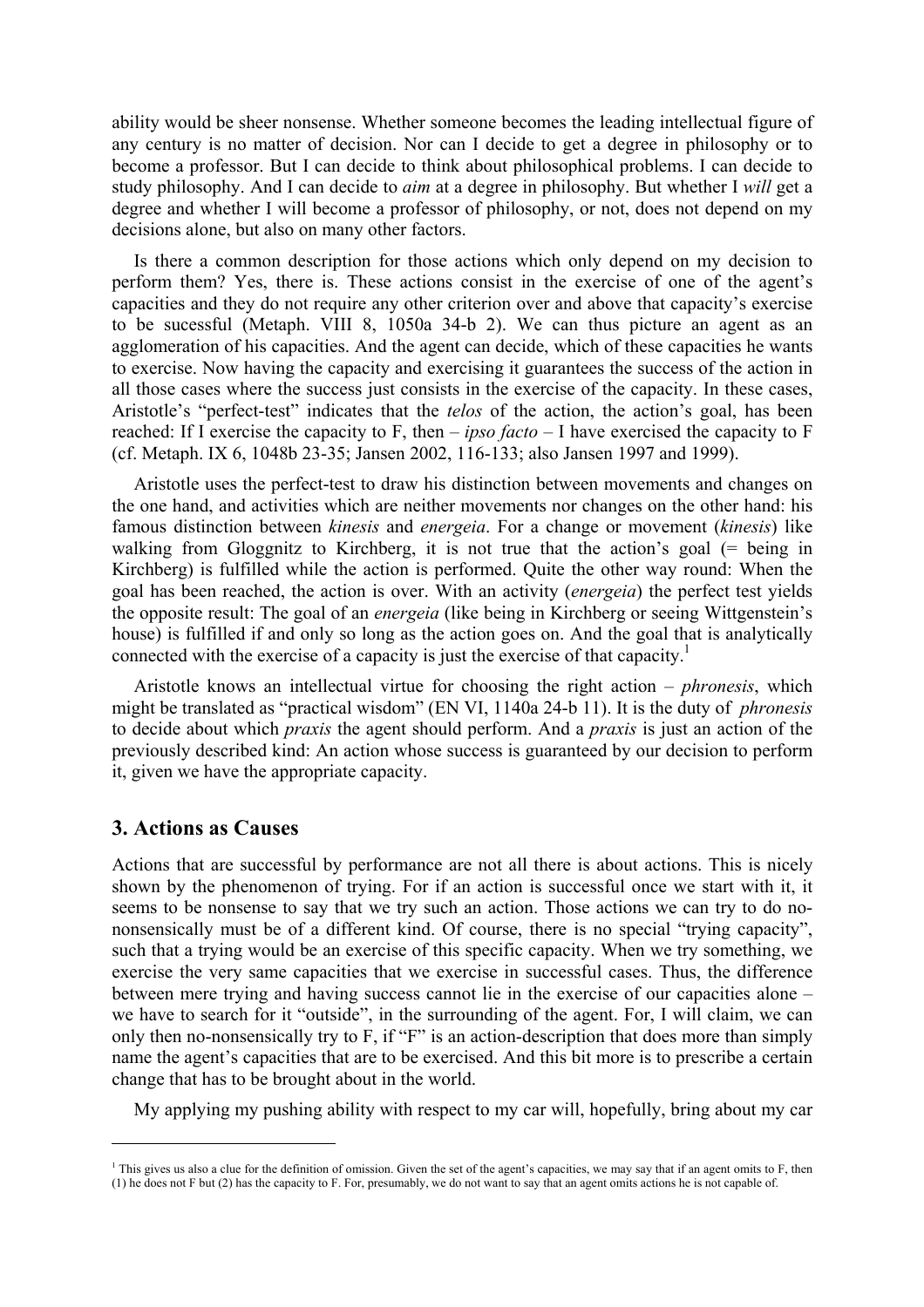ability would be sheer nonsense. Whether someone becomes the leading intellectual figure of any century is no matter of decision. Nor can I decide to get a degree in philosophy or to become a professor. But I can decide to think about philosophical problems. I can decide to study philosophy. And I can decide to *aim* at a degree in philosophy. But whether I *will* get a degree and whether I will become a professor of philosophy, or not, does not depend on my decisions alone, but also on many other factors.

Is there a common description for those actions which only depend on my decision to perform them? Yes, there is. These actions consist in the exercise of one of the agent's capacities and they do not require any other criterion over and above that capacity's exercise to be sucessful (Metaph. VIII 8, 1050a 34-b 2). We can thus picture an agent as an agglomeration of his capacities. And the agent can decide, which of these capacities he wants to exercise. Now having the capacity and exercising it guarantees the success of the action in all those cases where the success just consists in the exercise of the capacity. In these cases, Aristotle's "perfect-test" indicates that the *telos* of the action, the action's goal, has been reached: If I exercise the capacity to F, then – *ipso facto* – I have exercised the capacity to F (cf. Metaph. IX 6, 1048b 23-35; Jansen 2002, 116-133; also Jansen 1997 and 1999).

Aristotle uses the perfect-test to draw his distinction between movements and changes on the one hand, and activities which are neither movements nor changes on the other hand: his famous distinction between *kinesis* and *energeia*. For a change or movement (*kinesis*) like walking from Gloggnitz to Kirchberg, it is not true that the action's goal (= being in Kirchberg) is fulfilled while the action is performed. Quite the other way round: When the goal has been reached, the action is over. With an activity (*energeia*) the perfect test yields the opposite result: The goal of an *energeia* (like being in Kirchberg or seeing Wittgenstein's house) is fulfilled if and only so long as the action goes on. And the goal that is analytically connected with the exercise of a capacity is just the exercise of that capacity.[1]

Aristotle knows an intellectual virtue for choosing the right action – *phronesis*, which might be translated as "practical wisdom" (EN VI, 1140a 24-b 11). It is the duty of *phronesis* to decide about which *praxis* the agent should perform. And a *praxis* is just an action of the previously described kind: An action whose success is guaranteed by our decision to perform it, given we have the appropriate capacity.

## 3. Actions as Causes

Actions that are successful by performance are not all there is about actions. This is nicely shown by the phenomenon of trying. For if an action is successful once we start with it, it seems to be nonsense to say that we try such an action. Those actions we can try to do no-nonsensically must be of a different kind. Of course, there is no special "trying capacity", such that a trying would be an exercise of this specific capacity. When we try something, we exercise the very same capacities that we exercise in successful cases. Thus, the difference between mere trying and having success cannot lie in the exercise of our capacities alone – we have to search for it "outside", in the surrounding of the agent. For, I will claim, we can only then no-nonsensically try to F, if "F" is an action-description that does more than simply name the agent's capacities that are to be exercised. And this bit more is to prescribe a certain change that has to be brought about in the world.

My applying my pushing ability with respect to my car will, hopefully, bring about my car

[1] This gives us also a clue for the definition of omission. Given the set of the agent's capacities, we may say that if an agent omits to F, then (1) he does not F but (2) has the capacity to F. For, presumably, we do not want to say that an agent omits actions he is not capable of.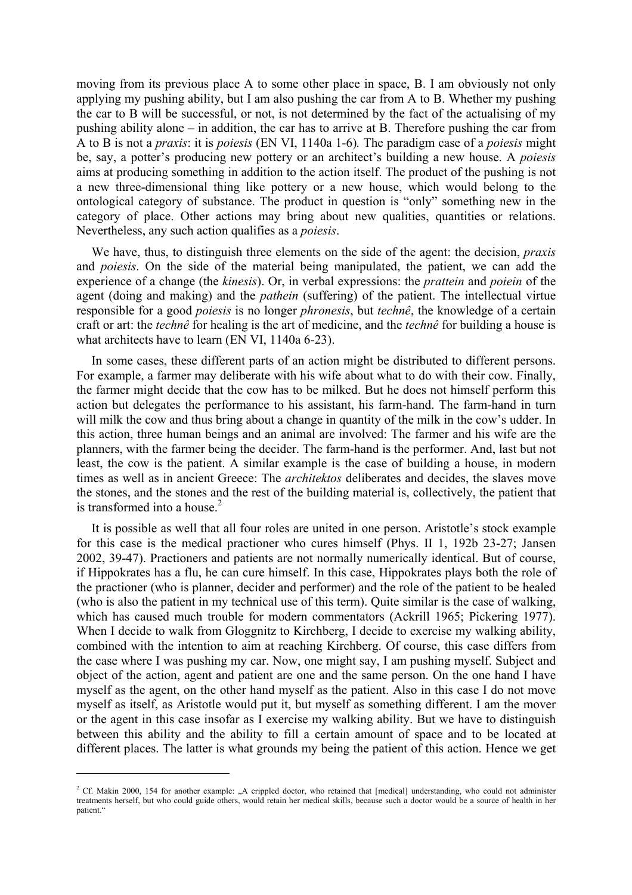moving from its previous place A to some other place in space, B. I am obviously not only applying my pushing ability, but I am also pushing the car from A to B. Whether my pushing the car to B will be successful, or not, is not determined by the fact of the actualising of my pushing ability alone – in addition, the car has to arrive at B. Therefore pushing the car from A to B is not a *praxis*: it is *poiesis* (EN VI, 1140a 1-6). The paradigm case of a *poiesis* might be, say, a potter's producing new pottery or an architect's building a new house. A *poiesis* aims at producing something in addition to the action itself. The product of the pushing is not a new three-dimensional thing like pottery or a new house, which would belong to the ontological category of substance. The product in question is "only" something new in the category of place. Other actions may bring about new qualities, quantities or relations. Nevertheless, any such action qualifies as a *poiesis*.

We have, thus, to distinguish three elements on the side of the agent: the decision, *praxis* and *poiesis*. On the side of the material being manipulated, the patient, we can add the experience of a change (the *kinesis*). Or, in verbal expressions: the *prattein* and *poiein* of the agent (doing and making) and the *pathein* (suffering) of the patient. The intellectual virtue responsible for a good *poiesis* is no longer *phronesis*, but *technê*, the knowledge of a certain craft or art: the *technê* for healing is the art of medicine, and the *technê* for building a house is what architects have to learn (EN VI, 1140a 6-23).

In some cases, these different parts of an action might be distributed to different persons. For example, a farmer may deliberate with his wife about what to do with their cow. Finally, the farmer might decide that the cow has to be milked. But he does not himself perform this action but delegates the performance to his assistant, his farm-hand. The farm-hand in turn will milk the cow and thus bring about a change in quantity of the milk in the cow's udder. In this action, three human beings and an animal are involved: The farmer and his wife are the planners, with the farmer being the decider. The farm-hand is the performer. And, last but not least, the cow is the patient. A similar example is the case of building a house, in modern times as well as in ancient Greece: The *architektos* deliberates and decides, the slaves move the stones, and the stones and the rest of the building material is, collectively, the patient that is transformed into a house.[2]

It is possible as well that all four roles are united in one person. Aristotle's stock example for this case is the medical practioner who cures himself (Phys. II 1, 192b 23-27; Jansen 2002, 39-47). Practioners and patients are not normally numerically identical. But of course, if Hippokrates has a flu, he can cure himself. In this case, Hippokrates plays both the role of the practioner (who is planner, decider and performer) and the role of the patient to be healed (who is also the patient in my technical use of this term). Quite similar is the case of walking, which has caused much trouble for modern commentators (Ackrill 1965; Pickering 1977). When I decide to walk from Gloggnitz to Kirchberg, I decide to exercise my walking ability, combined with the intention to aim at reaching Kirchberg. Of course, this case differs from the case where I was pushing my car. Now, one might say, I am pushing myself. Subject and object of the action, agent and patient are one and the same person. On the one hand I have myself as the agent, on the other hand myself as the patient. Also in this case I do not move myself as itself, as Aristotle would put it, but myself as something different. I am the mover or the agent in this case insofar as I exercise my walking ability. But we have to distinguish between this ability and the ability to fill a certain amount of space and to be located at different places. The latter is what grounds my being the patient of this action. Hence we get

---

[2] Cf. Makin 2000, 154 for another example: „A crippled doctor, who retained that [medical] understanding, who could not administer treatments herself, but who could guide others, would retain her medical skills, because such a doctor would be a source of health in her patient."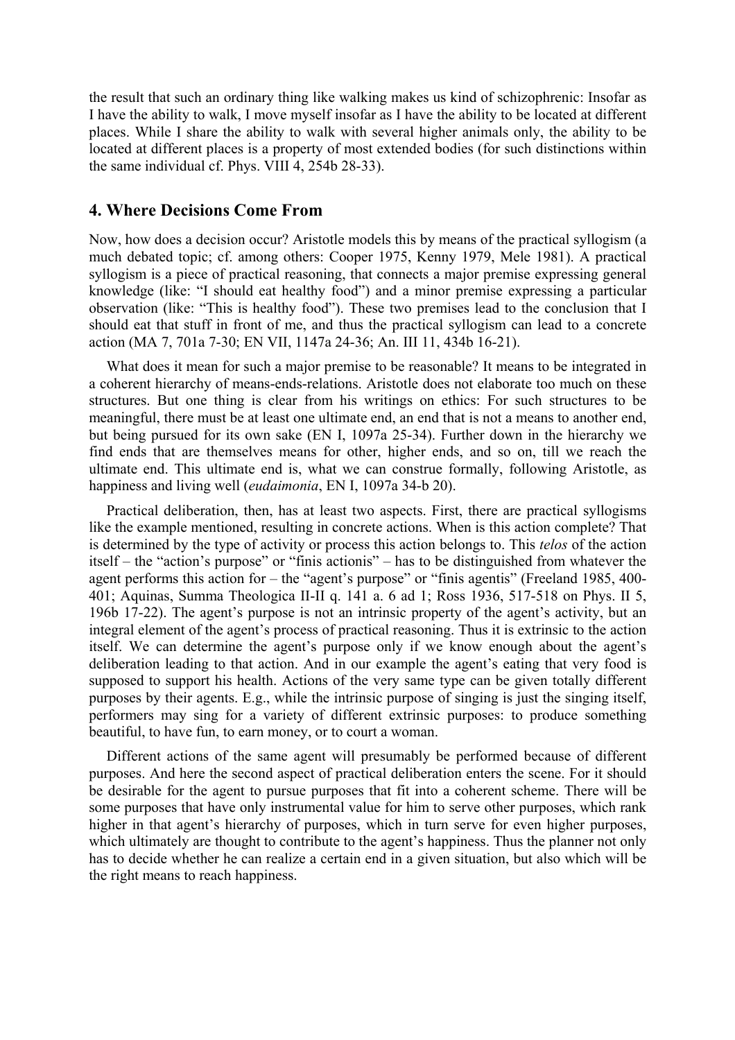the result that such an ordinary thing like walking makes us kind of schizophrenic: Insofar as I have the ability to walk, I move myself insofar as I have the ability to be located at different places. While I share the ability to walk with several higher animals only, the ability to be located at different places is a property of most extended bodies (for such distinctions within the same individual cf. Phys. VIII 4, 254b 28-33).

## 4. Where Decisions Come From

Now, how does a decision occur? Aristotle models this by means of the practical syllogism (a much debated topic; cf. among others: Cooper 1975, Kenny 1979, Mele 1981). A practical syllogism is a piece of practical reasoning, that connects a major premise expressing general knowledge (like: "I should eat healthy food") and a minor premise expressing a particular observation (like: "This is healthy food"). These two premises lead to the conclusion that I should eat that stuff in front of me, and thus the practical syllogism can lead to a concrete action (MA 7, 701a 7-30; EN VII, 1147a 24-36; An. III 11, 434b 16-21).

What does it mean for such a major premise to be reasonable? It means to be integrated in a coherent hierarchy of means-ends-relations. Aristotle does not elaborate too much on these structures. But one thing is clear from his writings on ethics: For such structures to be meaningful, there must be at least one ultimate end, an end that is not a means to another end, but being pursued for its own sake (EN I, 1097a 25-34). Further down in the hierarchy we find ends that are themselves means for other, higher ends, and so on, till we reach the ultimate end. This ultimate end is, what we can construe formally, following Aristotle, as happiness and living well (*eudaimonia*, EN I, 1097a 34-b 20).

Practical deliberation, then, has at least two aspects. First, there are practical syllogisms like the example mentioned, resulting in concrete actions. When is this action complete? That is determined by the type of activity or process this action belongs to. This *telos* of the action itself – the "action's purpose" or "finis actionis" – has to be distinguished from whatever the agent performs this action for – the "agent's purpose" or "finis agentis" (Freeland 1985, 400-401; Aquinas, Summa Theologica II-II q. 141 a. 6 ad 1; Ross 1936, 517-518 on Phys. II 5, 196b 17-22). The agent's purpose is not an intrinsic property of the agent's activity, but an integral element of the agent's process of practical reasoning. Thus it is extrinsic to the action itself. We can determine the agent's purpose only if we know enough about the agent's deliberation leading to that action. And in our example the agent's eating that very food is supposed to support his health. Actions of the very same type can be given totally different purposes by their agents. E.g., while the intrinsic purpose of singing is just the singing itself, performers may sing for a variety of different extrinsic purposes: to produce something beautiful, to have fun, to earn money, or to court a woman.

Different actions of the same agent will presumably be performed because of different purposes. And here the second aspect of practical deliberation enters the scene. For it should be desirable for the agent to pursue purposes that fit into a coherent scheme. There will be some purposes that have only instrumental value for him to serve other purposes, which rank higher in that agent's hierarchy of purposes, which in turn serve for even higher purposes, which ultimately are thought to contribute to the agent's happiness. Thus the planner not only has to decide whether he can realize a certain end in a given situation, but also which will be the right means to reach happiness.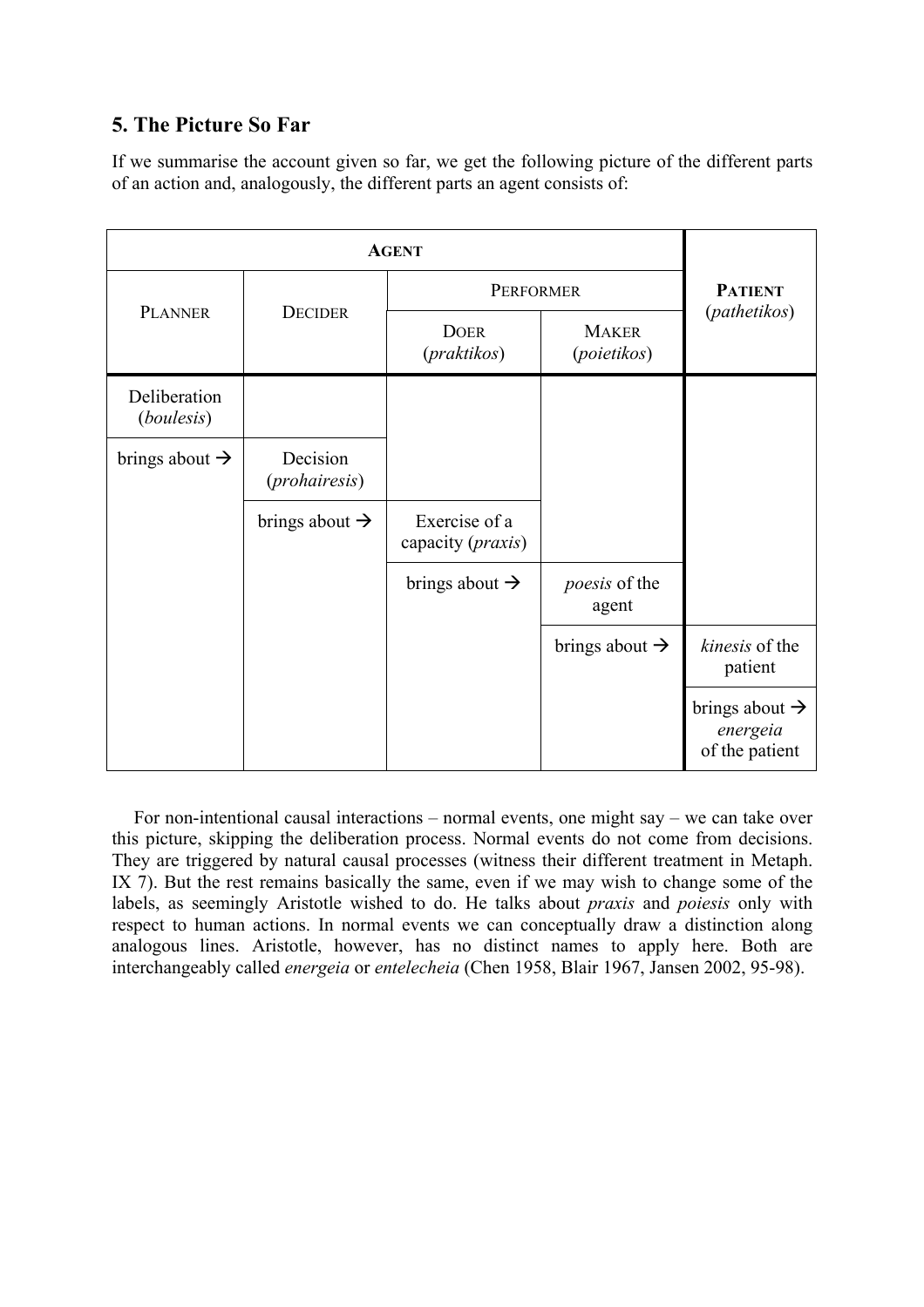## 5. The Picture So Far

If we summarise the account given so far, we get the following picture of the different parts of an action and, analogously, the different parts an agent consists of:

| AGENT | | | | PATIENT (*pathetikos*) |
|---|---|---|---|---|
| PLANNER | DECIDER | PERFORMER | | |
| | | DOER (*praktikos*) | MAKER (*poietikos*) | |
| Deliberation (*boulesis*) | | | | |
| brings about → | Decision (*prohairesis*) | | | |
| | brings about → | Exercise of a capacity (*praxis*) | | |
| | | brings about → | *poesis* of the agent | |
| | | | brings about → | *kinesis* of the patient |
| | | | | brings about → *energeia* of the patient |

For non-intentional causal interactions – normal events, one might say – we can take over this picture, skipping the deliberation process. Normal events do not come from decisions. They are triggered by natural causal processes (witness their different treatment in Metaph. IX 7). But the rest remains basically the same, even if we may wish to change some of the labels, as seemingly Aristotle wished to do. He talks about *praxis* and *poiesis* only with respect to human actions. In normal events we can conceptually draw a distinction along analogous lines. Aristotle, however, has no distinct names to apply here. Both are interchangeably called *energeia* or *entelecheia* (Chen 1958, Blair 1967, Jansen 2002, 95-98).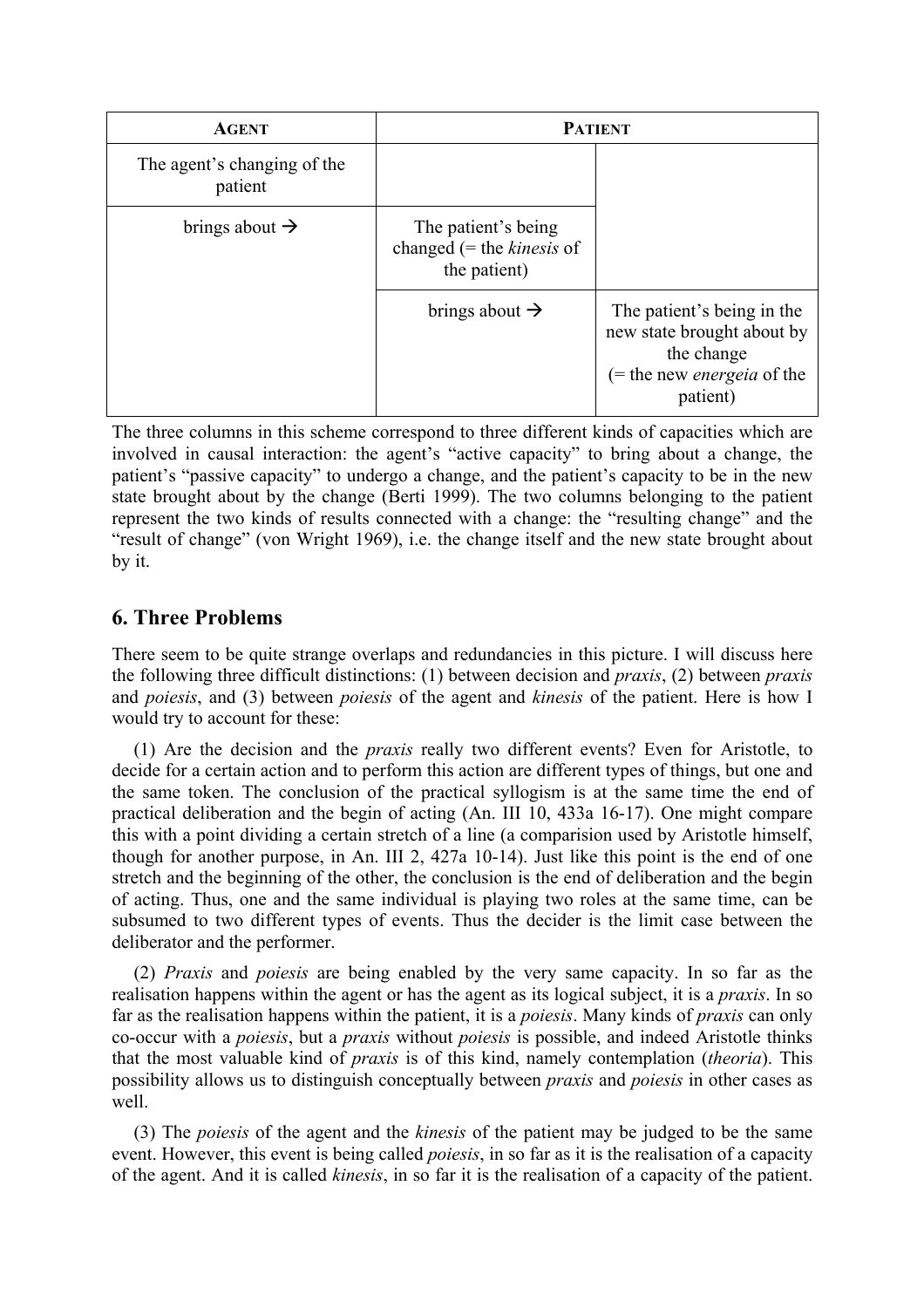| **AGENT** | **PATIENT** | |
|---|---|---|
| The agent's changing of the patient | | |
| brings about → | The patient's being changed (= the *kinesis* of the patient) | |
| | brings about → | The patient's being in the new state brought about by the change (= the new *energeia* of the patient) |

The three columns in this scheme correspond to three different kinds of capacities which are involved in causal interaction: the agent's "active capacity" to bring about a change, the patient's "passive capacity" to undergo a change, and the patient's capacity to be in the new state brought about by the change (Berti 1999). The two columns belonging to the patient represent the two kinds of results connected with a change: the "resulting change" and the "result of change" (von Wright 1969), i.e. the change itself and the new state brought about by it.

## 6. Three Problems

There seem to be quite strange overlaps and redundancies in this picture. I will discuss here the following three difficult distinctions: (1) between decision and *praxis*, (2) between *praxis* and *poiesis*, and (3) between *poiesis* of the agent and *kinesis* of the patient. Here is how I would try to account for these:

(1) Are the decision and the *praxis* really two different events? Even for Aristotle, to decide for a certain action and to perform this action are different types of things, but one and the same token. The conclusion of the practical syllogism is at the same time the end of practical deliberation and the begin of acting (An. III 10, 433a 16-17). One might compare this with a point dividing a certain stretch of a line (a comparision used by Aristotle himself, though for another purpose, in An. III 2, 427a 10-14). Just like this point is the end of one stretch and the beginning of the other, the conclusion is the end of deliberation and the begin of acting. Thus, one and the same individual is playing two roles at the same time, can be subsumed to two different types of events. Thus the decider is the limit case between the deliberator and the performer.

(2) *Praxis* and *poiesis* are being enabled by the very same capacity. In so far as the realisation happens within the agent or has the agent as its logical subject, it is a *praxis*. In so far as the realisation happens within the patient, it is a *poiesis*. Many kinds of *praxis* can only co-occur with a *poiesis*, but a *praxis* without *poiesis* is possible, and indeed Aristotle thinks that the most valuable kind of *praxis* is of this kind, namely contemplation (*theoria*). This possibility allows us to distinguish conceptually between *praxis* and *poiesis* in other cases as well.

(3) The *poiesis* of the agent and the *kinesis* of the patient may be judged to be the same event. However, this event is being called *poiesis*, in so far as it is the realisation of a capacity of the agent. And it is called *kinesis*, in so far it is the realisation of a capacity of the patient.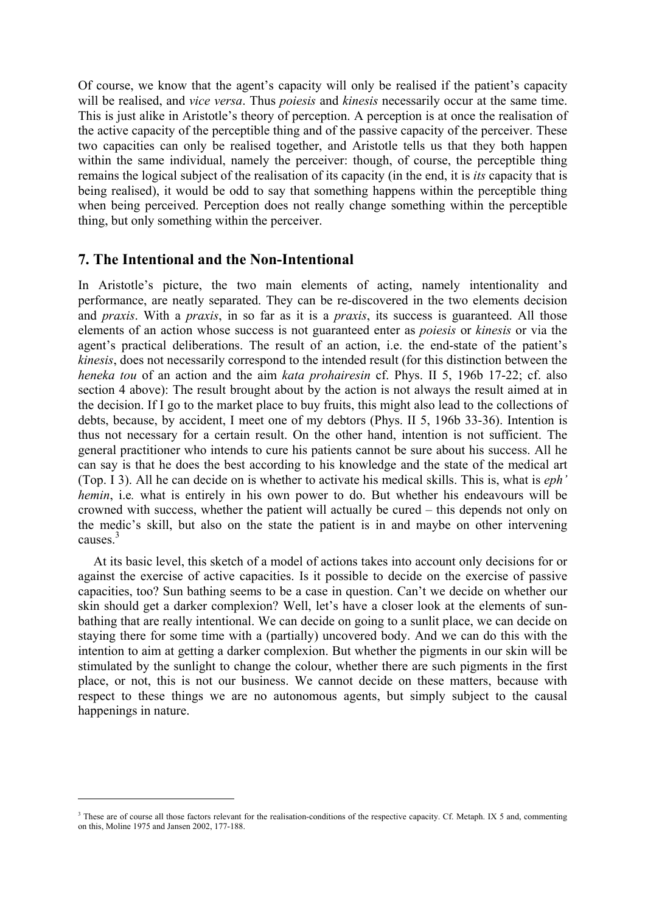Of course, we know that the agent's capacity will only be realised if the patient's capacity will be realised, and *vice versa*. Thus *poiesis* and *kinesis* necessarily occur at the same time. This is just alike in Aristotle's theory of perception. A perception is at once the realisation of the active capacity of the perceptible thing and of the passive capacity of the perceiver. These two capacities can only be realised together, and Aristotle tells us that they both happen within the same individual, namely the perceiver: though, of course, the perceptible thing remains the logical subject of the realisation of its capacity (in the end, it is *its* capacity that is being realised), it would be odd to say that something happens within the perceptible thing when being perceived. Perception does not really change something within the perceptible thing, but only something within the perceiver.

## 7. The Intentional and the Non-Intentional

In Aristotle's picture, the two main elements of acting, namely intentionality and performance, are neatly separated. They can be re-discovered in the two elements decision and *praxis*. With a *praxis*, in so far as it is a *praxis*, its success is guaranteed. All those elements of an action whose success is not guaranteed enter as *poiesis* or *kinesis* or via the agent's practical deliberations. The result of an action, i.e. the end-state of the patient's *kinesis*, does not necessarily correspond to the intended result (for this distinction between the *heneka tou* of an action and the aim *kata prohairesin* cf. Phys. II 5, 196b 17-22; cf. also section 4 above): The result brought about by the action is not always the result aimed at in the decision. If I go to the market place to buy fruits, this might also lead to the collections of debts, because, by accident, I meet one of my debtors (Phys. II 5, 196b 33-36). Intention is thus not necessary for a certain result. On the other hand, intention is not sufficient. The general practitioner who intends to cure his patients cannot be sure about his success. All he can say is that he does the best according to his knowledge and the state of the medical art (Top. I 3). All he can decide on is whether to activate his medical skills. This is, what is *eph' hemin*, i.e. what is entirely in his own power to do. But whether his endeavours will be crowned with success, whether the patient will actually be cured – this depends not only on the medic's skill, but also on the state the patient is in and maybe on other intervening causes.[3]

At its basic level, this sketch of a model of actions takes into account only decisions for or against the exercise of active capacities. Is it possible to decide on the exercise of passive capacities, too? Sun bathing seems to be a case in question. Can't we decide on whether our skin should get a darker complexion? Well, let's have a closer look at the elements of sun-bathing that are really intentional. We can decide on going to a sunlit place, we can decide on staying there for some time with a (partially) uncovered body. And we can do this with the intention to aim at getting a darker complexion. But whether the pigments in our skin will be stimulated by the sunlight to change the colour, whether there are such pigments in the first place, or not, this is not our business. We cannot decide on these matters, because with respect to these things we are no autonomous agents, but simply subject to the causal happenings in nature.

---

[3] These are of course all those factors relevant for the realisation-conditions of the respective capacity. Cf. Metaph. IX 5 and, commenting on this, Moline 1975 and Jansen 2002, 177-188.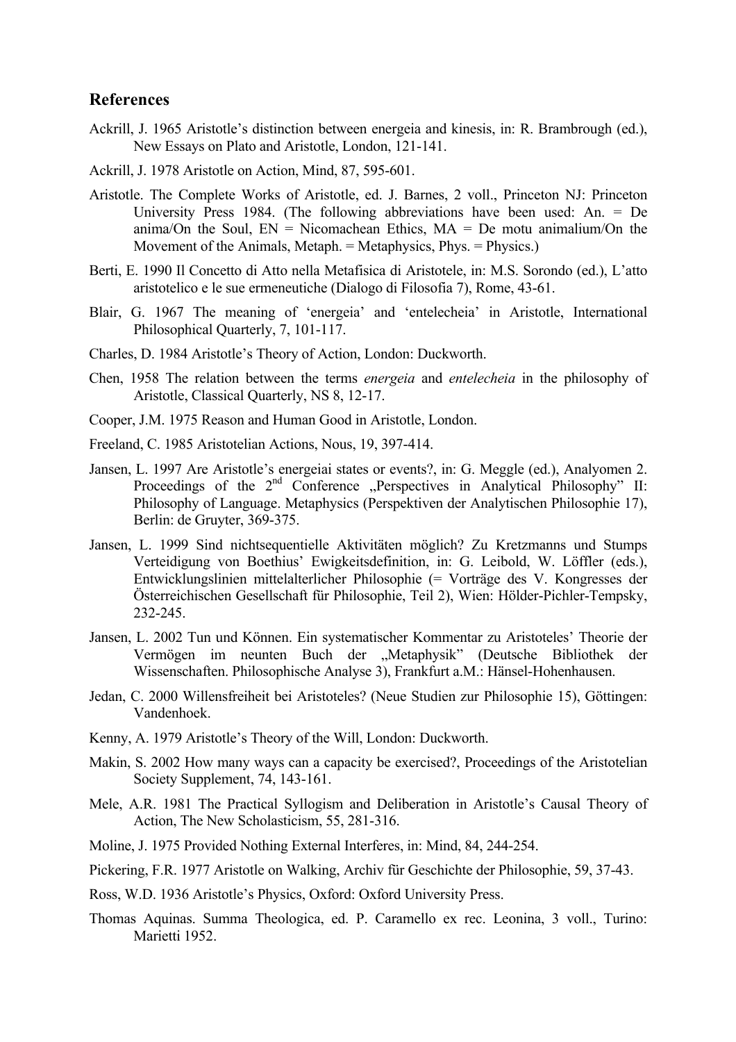## References

Ackrill, J. 1965 Aristotle's distinction between energeia and kinesis, in: R. Brambrough (ed.), New Essays on Plato and Aristotle, London, 121-141.

Ackrill, J. 1978 Aristotle on Action, Mind, 87, 595-601.

Aristotle. The Complete Works of Aristotle, ed. J. Barnes, 2 voll., Princeton NJ: Princeton University Press 1984. (The following abbreviations have been used: An. = De anima/On the Soul, EN = Nicomachean Ethics, MA = De motu animalium/On the Movement of the Animals, Metaph. = Metaphysics, Phys. = Physics.)

Berti, E. 1990 Il Concetto di Atto nella Metafisica di Aristotele, in: M.S. Sorondo (ed.), L'atto aristotelico e le sue ermeneutiche (Dialogo di Filosofia 7), Rome, 43-61.

Blair, G. 1967 The meaning of 'energeia' and 'entelecheia' in Aristotle, International Philosophical Quarterly, 7, 101-117.

Charles, D. 1984 Aristotle's Theory of Action, London: Duckworth.

Chen, 1958 The relation between the terms *energeia* and *entelecheia* in the philosophy of Aristotle, Classical Quarterly, NS 8, 12-17.

Cooper, J.M. 1975 Reason and Human Good in Aristotle, London.

Freeland, C. 1985 Aristotelian Actions, Nous, 19, 397-414.

Jansen, L. 1997 Are Aristotle's energeiai states or events?, in: G. Meggle (ed.), Analyomen 2. Proceedings of the 2nd Conference „Perspectives in Analytical Philosophy" II: Philosophy of Language. Metaphysics (Perspektiven der Analytischen Philosophie 17), Berlin: de Gruyter, 369-375.

Jansen, L. 1999 Sind nichtsequentielle Aktivitäten möglich? Zu Kretzmanns und Stumps Verteidigung von Boethius' Ewigkeitsdefinition, in: G. Leibold, W. Löffler (eds.), Entwicklungslinien mittelalterlicher Philosophie (= Vorträge des V. Kongresses der Österreichischen Gesellschaft für Philosophie, Teil 2), Wien: Hölder-Pichler-Tempsky, 232-245.

Jansen, L. 2002 Tun und Können. Ein systematischer Kommentar zu Aristoteles' Theorie der Vermögen im neunten Buch der „Metaphysik" (Deutsche Bibliothek der Wissenschaften. Philosophische Analyse 3), Frankfurt a.M.: Hänsel-Hohenhausen.

Jedan, C. 2000 Willensfreiheit bei Aristoteles? (Neue Studien zur Philosophie 15), Göttingen: Vandenhoek.

Kenny, A. 1979 Aristotle's Theory of the Will, London: Duckworth.

Makin, S. 2002 How many ways can a capacity be exercised?, Proceedings of the Aristotelian Society Supplement, 74, 143-161.

Mele, A.R. 1981 The Practical Syllogism and Deliberation in Aristotle's Causal Theory of Action, The New Scholasticism, 55, 281-316.

Moline, J. 1975 Provided Nothing External Interferes, in: Mind, 84, 244-254.

Pickering, F.R. 1977 Aristotle on Walking, Archiv für Geschichte der Philosophie, 59, 37-43.

Ross, W.D. 1936 Aristotle's Physics, Oxford: Oxford University Press.

Thomas Aquinas. Summa Theologica, ed. P. Caramello ex rec. Leonina, 3 voll., Turino: Marietti 1952.